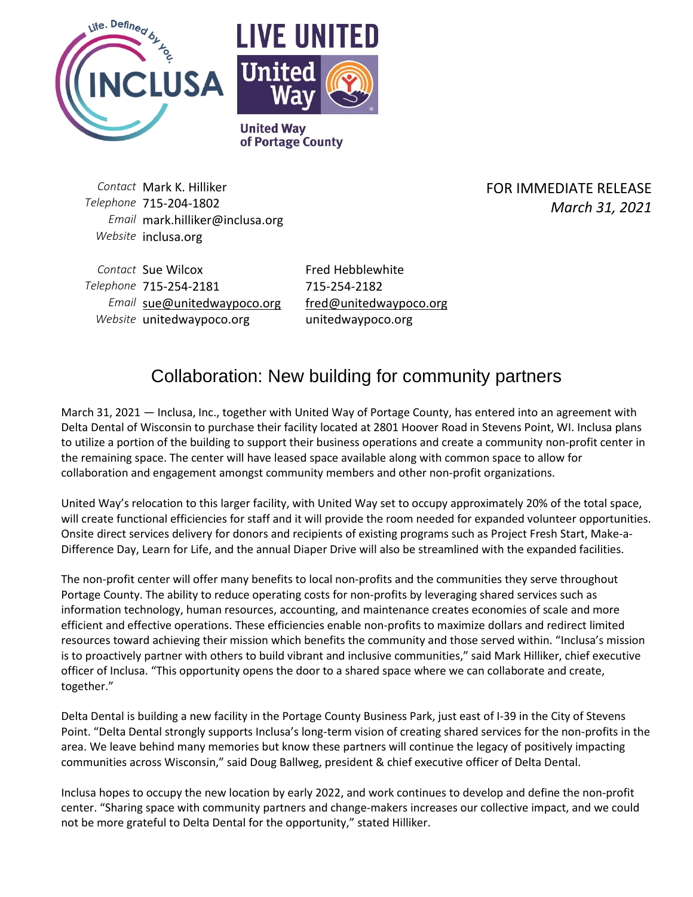Life. Defined by you.

INCLUSA

LIVE UNITED

United Way

United Way of Portage County

*Contact* Mark K. Hilliker
*Telephone* 715-204-1802
*Email* mark.hilliker@inclusa.org
*Website* inclusa.org

FOR IMMEDIATE RELEASE
*March 31, 2021*

| | | |
|---|---|---|
| *Contact* | Sue Wilcox | Fred Hebblewhite |
| *Telephone* | 715-254-2181 | 715-254-2182 |
| *Email* | sue@unitedwaypoco.org | fred@unitedwaypoco.org |
| *Website* | unitedwaypoco.org | unitedwaypoco.org |

# Collaboration: New building for community partners

March 31, 2021 — Inclusa, Inc., together with United Way of Portage County, has entered into an agreement with Delta Dental of Wisconsin to purchase their facility located at 2801 Hoover Road in Stevens Point, WI. Inclusa plans to utilize a portion of the building to support their business operations and create a community non-profit center in the remaining space. The center will have leased space available along with common space to allow for collaboration and engagement amongst community members and other non-profit organizations.

United Way's relocation to this larger facility, with United Way set to occupy approximately 20% of the total space, will create functional efficiencies for staff and it will provide the room needed for expanded volunteer opportunities. Onsite direct services delivery for donors and recipients of existing programs such as Project Fresh Start, Make-a-Difference Day, Learn for Life, and the annual Diaper Drive will also be streamlined with the expanded facilities.

The non-profit center will offer many benefits to local non-profits and the communities they serve throughout Portage County. The ability to reduce operating costs for non-profits by leveraging shared services such as information technology, human resources, accounting, and maintenance creates economies of scale and more efficient and effective operations. These efficiencies enable non-profits to maximize dollars and redirect limited resources toward achieving their mission which benefits the community and those served within. "Inclusa's mission is to proactively partner with others to build vibrant and inclusive communities," said Mark Hilliker, chief executive officer of Inclusa. "This opportunity opens the door to a shared space where we can collaborate and create, together."

Delta Dental is building a new facility in the Portage County Business Park, just east of I-39 in the City of Stevens Point. "Delta Dental strongly supports Inclusa's long-term vision of creating shared services for the non-profits in the area. We leave behind many memories but know these partners will continue the legacy of positively impacting communities across Wisconsin," said Doug Ballweg, president & chief executive officer of Delta Dental.

Inclusa hopes to occupy the new location by early 2022, and work continues to develop and define the non-profit center. "Sharing space with community partners and change-makers increases our collective impact, and we could not be more grateful to Delta Dental for the opportunity," stated Hilliker.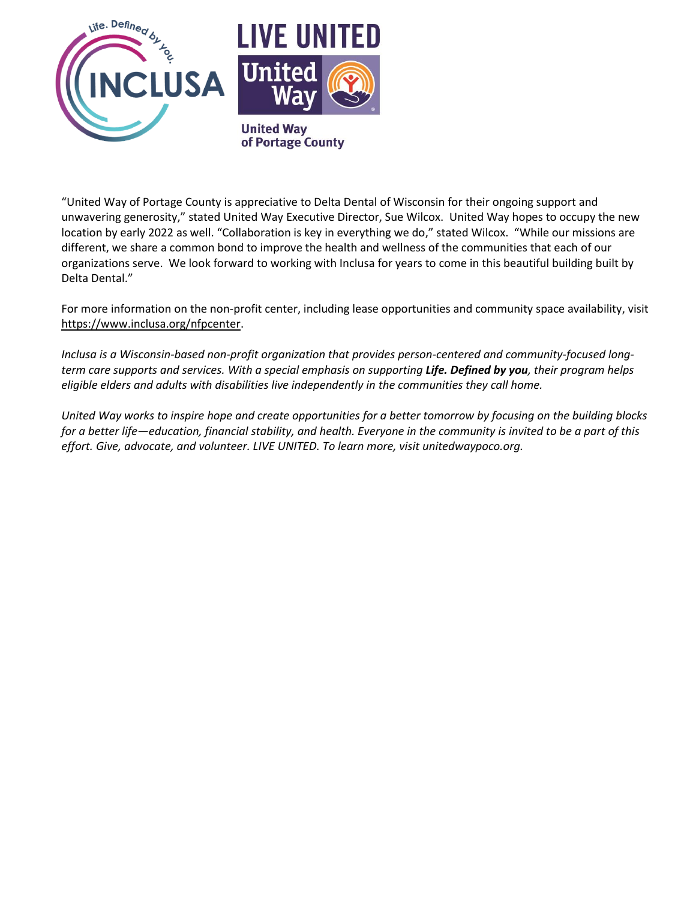“United Way of Portage County is appreciative to Delta Dental of Wisconsin for their ongoing support and unwavering generosity,” stated United Way Executive Director, Sue Wilcox. United Way hopes to occupy the new location by early 2022 as well. “Collaboration is key in everything we do,” stated Wilcox. “While our missions are different, we share a common bond to improve the health and wellness of the communities that each of our organizations serve. We look forward to working with Inclusa for years to come in this beautiful building built by Delta Dental.”

For more information on the non-profit center, including lease opportunities and community space availability, visit https://www.inclusa.org/nfpcenter.

*Inclusa is a Wisconsin-based non-profit organization that provides person-centered and community-focused long-term care supports and services. With a special emphasis on supporting* ***Life. Defined by you****, their program helps eligible elders and adults with disabilities live independently in the communities they call home.*

*United Way works to inspire hope and create opportunities for a better tomorrow by focusing on the building blocks for a better life—education, financial stability, and health. Everyone in the community is invited to be a part of this effort. Give, advocate, and volunteer. LIVE UNITED. To learn more, visit unitedwaypoco.org.*